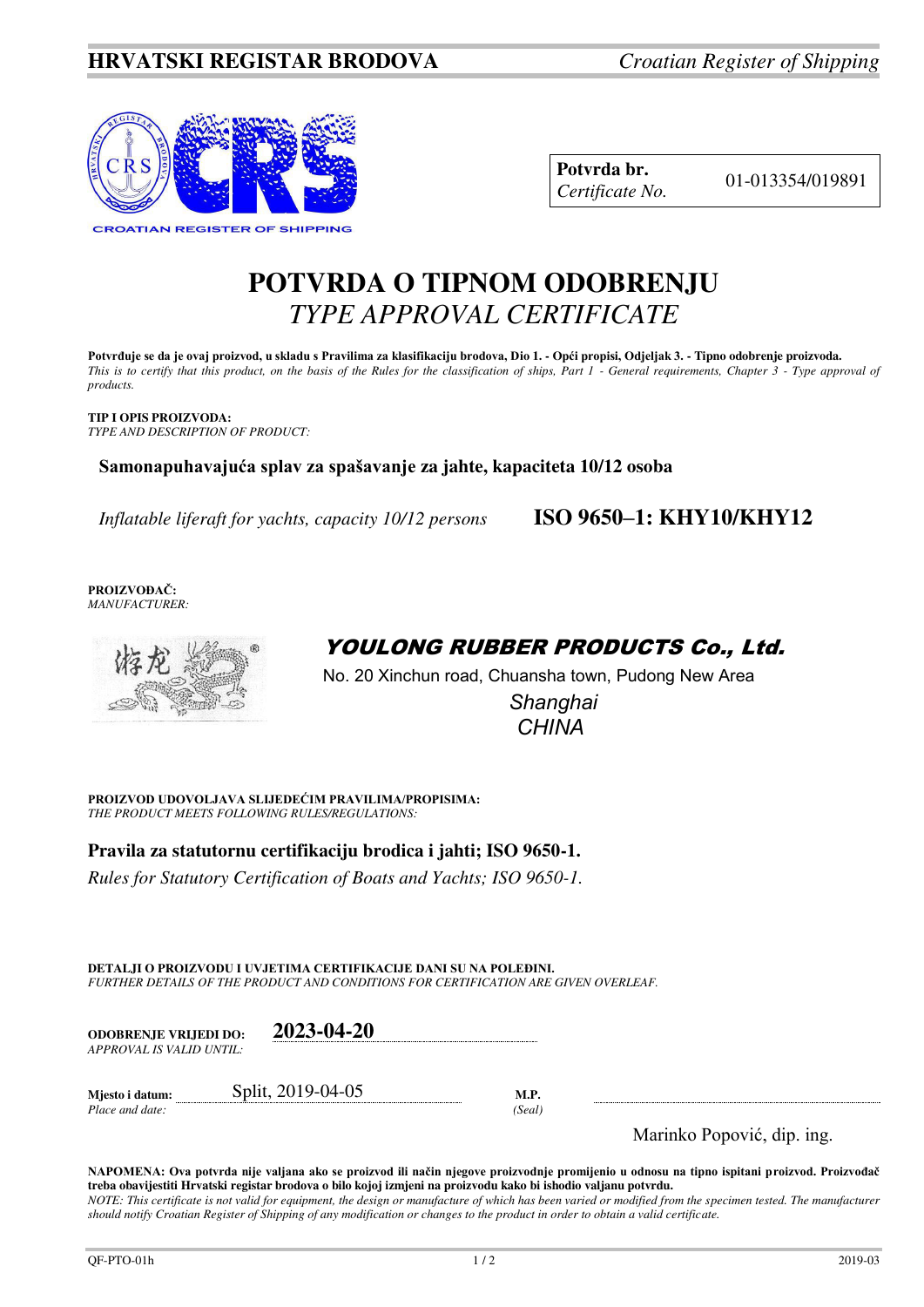**HRVATSKI REGISTAR BRODOVA** *Croatian Register of Shipping*

CROATIAN REGISTER OF SHIPPING

| **Potvrda br.** *Certificate No.* | 01-013354/019891 |
|---|---|

# POTVRDA O TIPNOM ODOBRENJU
## *TYPE APPROVAL CERTIFICATE*

**Potvrđuje se da je ovaj proizvod, u skladu s Pravilima za klasifikaciju brodova, Dio 1. - Opći propisi, Odjeljak 3. - Tipno odobrenje proizvoda.**
*This is to certify that this product, on the basis of the Rules for the classification of ships, Part 1 - General requirements, Chapter 3 - Type approval of products.*

**TIP I OPIS PROIZVODA:**
*TYPE AND DESCRIPTION OF PRODUCT:*

**Samonapuhavajuća splav za spašavanje za jahte, kapaciteta 10/12 osoba**

*Inflatable liferaft for yachts, capacity 10/12 persons* **ISO 9650–1: KHY10/KHY12**

**PROIZVOĐAČ:**
*MANUFACTURER:*

***YOULONG RUBBER PRODUCTS Co., Ltd.***
No. 20 Xinchun road, Chuansha town, Pudong New Area
*Shanghai*
*CHINA*

**PROIZVOD UDOVOLJAVA SLIJEDEĆIM PRAVILIMA/PROPISIMA:**
*THE PRODUCT MEETS FOLLOWING RULES/REGULATIONS:*

**Pravila za statutornu certifikaciju brodica i jahti; ISO 9650-1.**
*Rules for Statutory Certification of Boats and Yachts; ISO 9650-1.*

**DETALJI O PROIZVODU I UVJETIMA CERTIFIKACIJE DANI SU NA POLEĐINI.**
*FURTHER DETAILS OF THE PRODUCT AND CONDITIONS FOR CERTIFICATION ARE GIVEN OVERLEAF.*

**ODOBRENJE VRIJEDI DO:** *APPROVAL IS VALID UNTIL:* **2023-04-20**

**Mjesto i datum:** *Place and date:* Split, 2019-04-05

**M.P.** *(Seal)*

Marinko Popović, dip. ing.

**NAPOMENA: Ova potvrda nije valjana ako se proizvod ili način njegove proizvodnje promijenio u odnosu na tipno ispitani proizvod. Proizvođač treba obavijestiti Hrvatski registar brodova o bilo kojoj izmjeni na proizvodu kako bi ishodio valjanu potvrdu.**
*NOTE: This certificate is not valid for equipment, the design or manufacture of which has been varied or modified from the specimen tested. The manufacturer should notify Croatian Register of Shipping of any modification or changes to the product in order to obtain a valid certificate.*

QF-PTO-01h 2019-03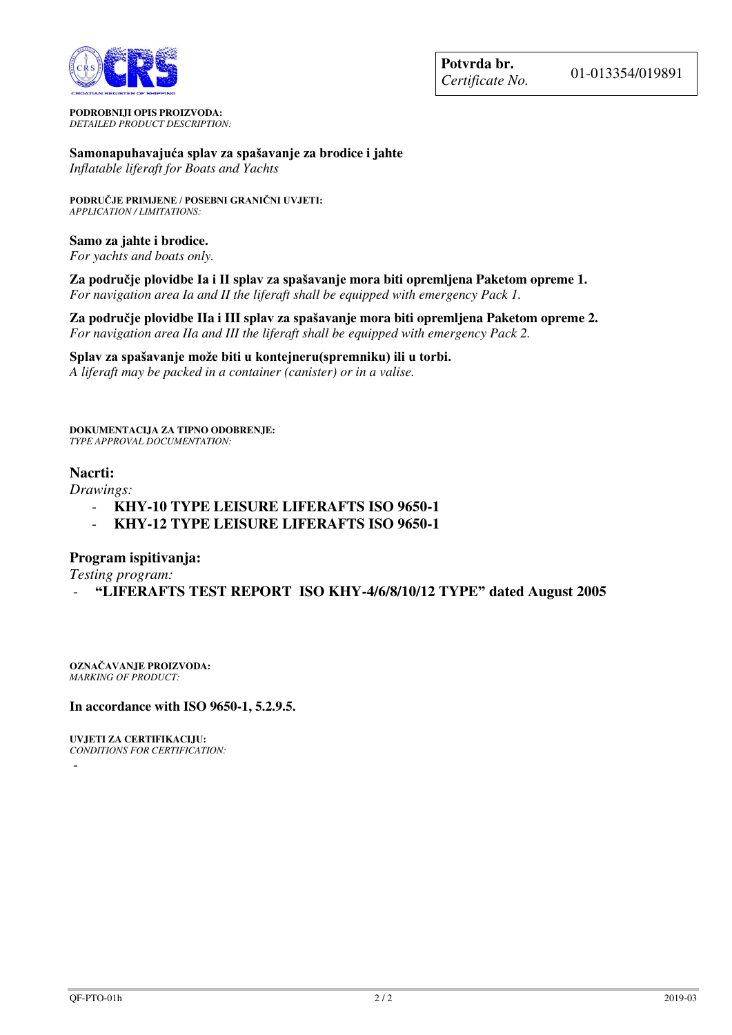| **Potvrda br.** *Certificate No.* | 01-013354/019891 |
| --- | --- |

**PODROBNIJI OPIS PROIZVODA:**
*DETAILED PRODUCT DESCRIPTION:*

**Samonapuhavajuća splav za spašavanje za brodice i jahte**
*Inflatable liferaft for Boats and Yachts*

**PODRUČJE PRIMJENE / POSEBNI GRANIČNI UVJETI:**
*APPLICATION / LIMITATIONS:*

**Samo za jahte i brodice.**
*For yachts and boats only.*

**Za područje plovidbe Ia i II splav za spašavanje mora biti opremljena Paketom opreme 1.**
*For navigation area Ia and II the liferaft shall be equipped with emergency Pack 1.*

**Za područje plovidbe IIa i III splav za spašavanje mora biti opremljena Paketom opreme 2.**
*For navigation area IIa and III the liferaft shall be equipped with emergency Pack 2.*

**Splav za spašavanje može biti u kontejneru(spremniku) ili u torbi.**
*A liferaft may be packed in a container (canister) or in a valise.*

**DOKUMENTACIJA ZA TIPNO ODOBRENJE:**
*TYPE APPROVAL DOCUMENTATION:*

**Nacrti:**
*Drawings:*

- **KHY-10 TYPE LEISURE LIFERAFTS ISO 9650-1**
- **KHY-12 TYPE LEISURE LIFERAFTS ISO 9650-1**

**Program ispitivanja:**
*Testing program:*

- **"LIFERAFTS TEST REPORT ISO KHY-4/6/8/10/12 TYPE" dated August 2005**

**OZNAČAVANJE PROIZVODA:**
*MARKING OF PRODUCT:*

**In accordance with ISO 9650-1, 5.2.9.5.**

**UVJETI ZA CERTIFIKACIJU:**
*CONDITIONS FOR CERTIFICATION:*

-